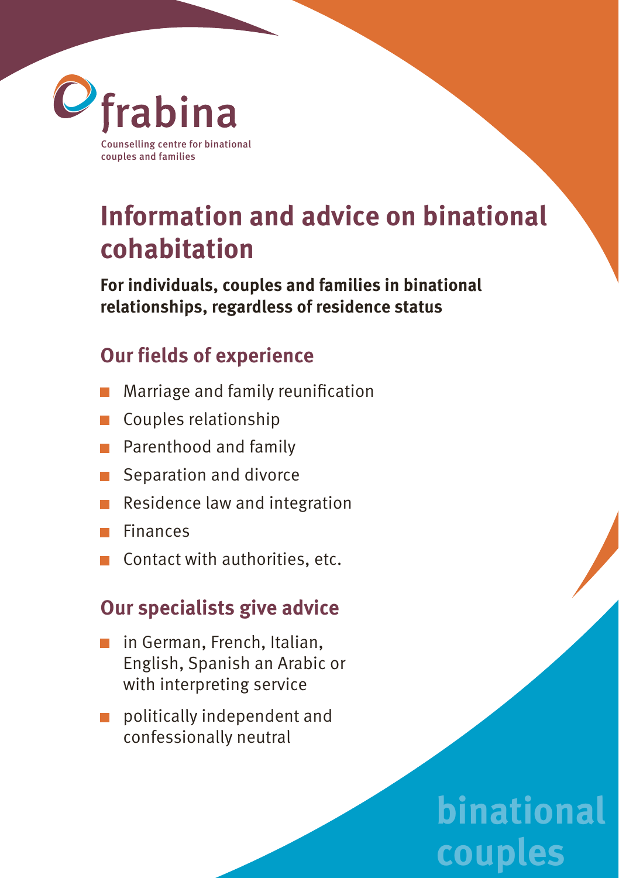frabina

Counselling centre for binational couples and families

# Information and advice on binational cohabitation

**For individuals, couples and families in binational relationships, regardless of residence status**

## Our fields of experience

- Marriage and family reunification
- Couples relationship
- Parenthood and family
- Separation and divorce
- Residence law and integration
- Finances
- Contact with authorities, etc.

## Our specialists give advice

- in German, French, Italian, English, Spanish an Arabic or with interpreting service
- politically independent and confessionally neutral

binational couples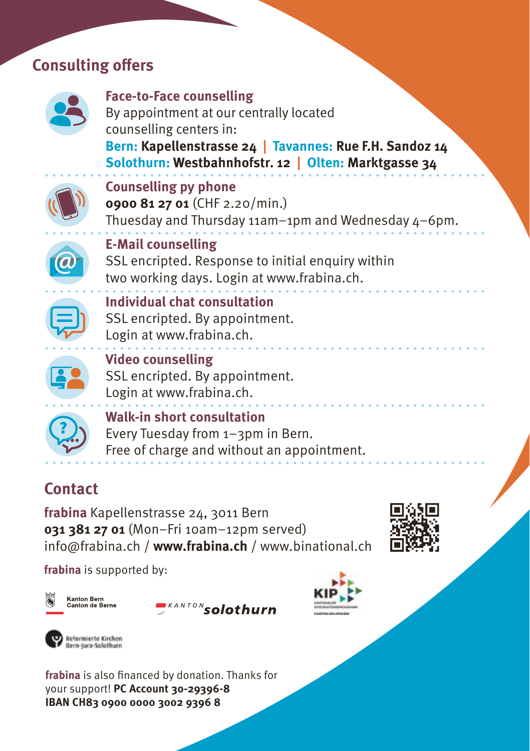## Consulting offers

### Face-to-Face counselling

By appointment at our centrally located counselling centers in:

**Bern: Kapellenstrasse 24** | **Tavannes: Rue F.H. Sandoz 14**
**Solothurn: Westbahnhofstr. 12** | **Olten: Marktgasse 34**

### Counselling py phone

**0900 81 27 01** (CHF 2.20/min.)
Thuesday and Thursday 11am–1pm and Wednesday 4–6pm.

### E-Mail counselling

SSL encripted. Response to initial enquiry within two working days. Login at www.frabina.ch.

### Individual chat consultation

SSL encripted. By appointment.
Login at www.frabina.ch.

### Video counselling

SSL encripted. By appointment.
Login at www.frabina.ch.

### Walk-in short consultation

Every Tuesday from 1–3pm in Bern.
Free of charge and without an appointment.

## Contact

**frabina** Kapellenstrasse 24, 3011 Bern
**031 381 27 01** (Mon–Fri 10am–12pm served)
info@frabina.ch / **www.frabina.ch** / www.binational.ch

**frabina** is supported by:

Kanton Bern
Canton de Berne

KANTON solothurn

KIP

Reformierte Kirchen
Bern-Jura-Solothurn

**frabina** is also financed by donation. Thanks for your support! **PC Account 30-29396-8**
**IBAN CH83 0900 0000 3002 9396 8**